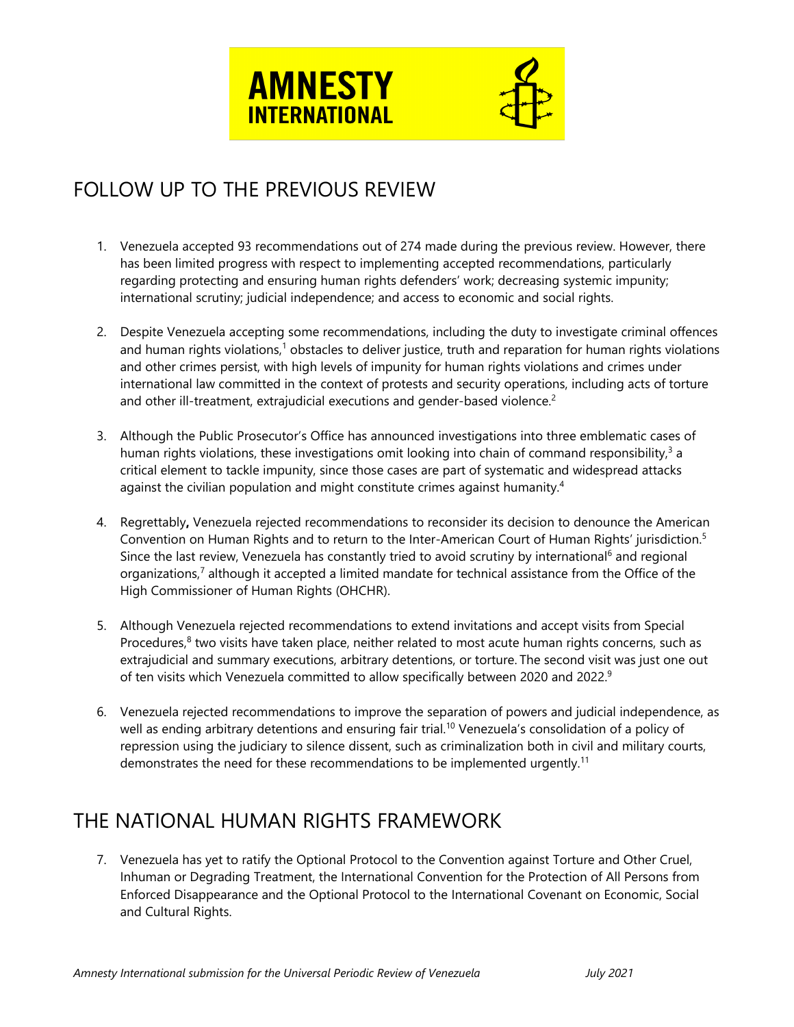AMNESTY INTERNATIONAL

## FOLLOW UP TO THE PREVIOUS REVIEW

1. Venezuela accepted 93 recommendations out of 274 made during the previous review. However, there has been limited progress with respect to implementing accepted recommendations, particularly regarding protecting and ensuring human rights defenders' work; decreasing systemic impunity; international scrutiny; judicial independence; and access to economic and social rights.

2. Despite Venezuela accepting some recommendations, including the duty to investigate criminal offences and human rights violations,[1] obstacles to deliver justice, truth and reparation for human rights violations and other crimes persist, with high levels of impunity for human rights violations and crimes under international law committed in the context of protests and security operations, including acts of torture and other ill-treatment, extrajudicial executions and gender-based violence.[2]

3. Although the Public Prosecutor's Office has announced investigations into three emblematic cases of human rights violations, these investigations omit looking into chain of command responsibility,[3] a critical element to tackle impunity, since those cases are part of systematic and widespread attacks against the civilian population and might constitute crimes against humanity.[4]

4. Regrettably**,** Venezuela rejected recommendations to reconsider its decision to denounce the American Convention on Human Rights and to return to the Inter-American Court of Human Rights' jurisdiction.[5] Since the last review, Venezuela has constantly tried to avoid scrutiny by international[6] and regional organizations,[7] although it accepted a limited mandate for technical assistance from the Office of the High Commissioner of Human Rights (OHCHR).

5. Although Venezuela rejected recommendations to extend invitations and accept visits from Special Procedures,[8] two visits have taken place, neither related to most acute human rights concerns, such as extrajudicial and summary executions, arbitrary detentions, or torture. The second visit was just one out of ten visits which Venezuela committed to allow specifically between 2020 and 2022.[9]

6. Venezuela rejected recommendations to improve the separation of powers and judicial independence, as well as ending arbitrary detentions and ensuring fair trial.[10] Venezuela's consolidation of a policy of repression using the judiciary to silence dissent, such as criminalization both in civil and military courts, demonstrates the need for these recommendations to be implemented urgently.[11]

## THE NATIONAL HUMAN RIGHTS FRAMEWORK

7. Venezuela has yet to ratify the Optional Protocol to the Convention against Torture and Other Cruel, Inhuman or Degrading Treatment, the International Convention for the Protection of All Persons from Enforced Disappearance and the Optional Protocol to the International Covenant on Economic, Social and Cultural Rights.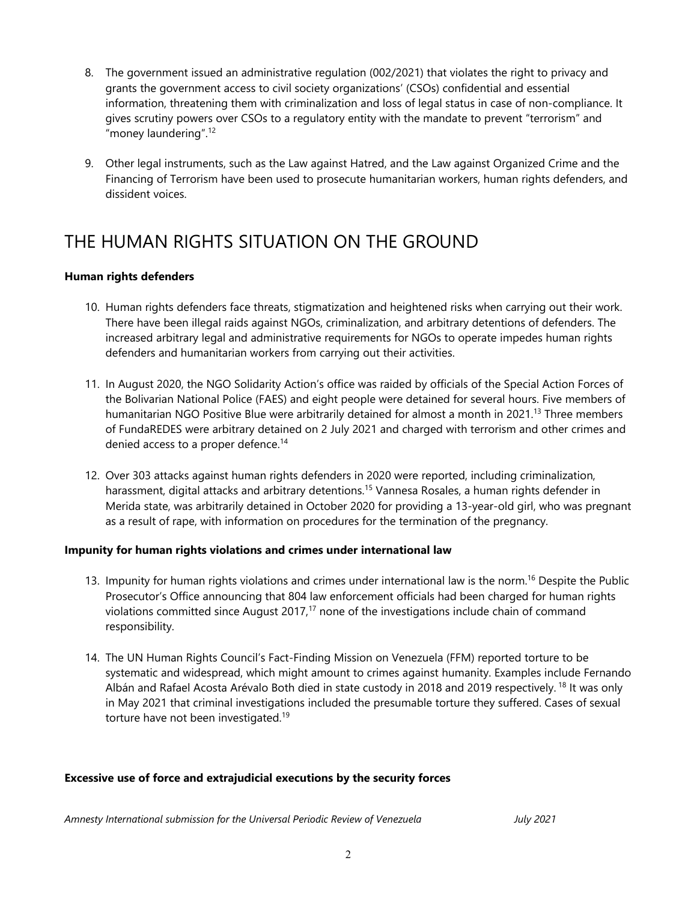8. The government issued an administrative regulation (002/2021) that violates the right to privacy and grants the government access to civil society organizations' (CSOs) confidential and essential information, threatening them with criminalization and loss of legal status in case of non-compliance. It gives scrutiny powers over CSOs to a regulatory entity with the mandate to prevent "terrorism" and "money laundering".[12]

9. Other legal instruments, such as the Law against Hatred, and the Law against Organized Crime and the Financing of Terrorism have been used to prosecute humanitarian workers, human rights defenders, and dissident voices.

# THE HUMAN RIGHTS SITUATION ON THE GROUND

**Human rights defenders**

10. Human rights defenders face threats, stigmatization and heightened risks when carrying out their work. There have been illegal raids against NGOs, criminalization, and arbitrary detentions of defenders. The increased arbitrary legal and administrative requirements for NGOs to operate impedes human rights defenders and humanitarian workers from carrying out their activities.

11. In August 2020, the NGO Solidarity Action's office was raided by officials of the Special Action Forces of the Bolivarian National Police (FAES) and eight people were detained for several hours. Five members of humanitarian NGO Positive Blue were arbitrarily detained for almost a month in 2021.[13] Three members of FundaREDES were arbitrary detained on 2 July 2021 and charged with terrorism and other crimes and denied access to a proper defence.[14]

12. Over 303 attacks against human rights defenders in 2020 were reported, including criminalization, harassment, digital attacks and arbitrary detentions.[15] Vannesa Rosales, a human rights defender in Merida state, was arbitrarily detained in October 2020 for providing a 13-year-old girl, who was pregnant as a result of rape, with information on procedures for the termination of the pregnancy.

**Impunity for human rights violations and crimes under international law**

13. Impunity for human rights violations and crimes under international law is the norm.[16] Despite the Public Prosecutor's Office announcing that 804 law enforcement officials had been charged for human rights violations committed since August 2017,[17] none of the investigations include chain of command responsibility.

14. The UN Human Rights Council's Fact-Finding Mission on Venezuela (FFM) reported torture to be systematic and widespread, which might amount to crimes against humanity. Examples include Fernando Albán and Rafael Acosta Arévalo Both died in state custody in 2018 and 2019 respectively. [18] It was only in May 2021 that criminal investigations included the presumable torture they suffered. Cases of sexual torture have not been investigated.[19]

**Excessive use of force and extrajudicial executions by the security forces**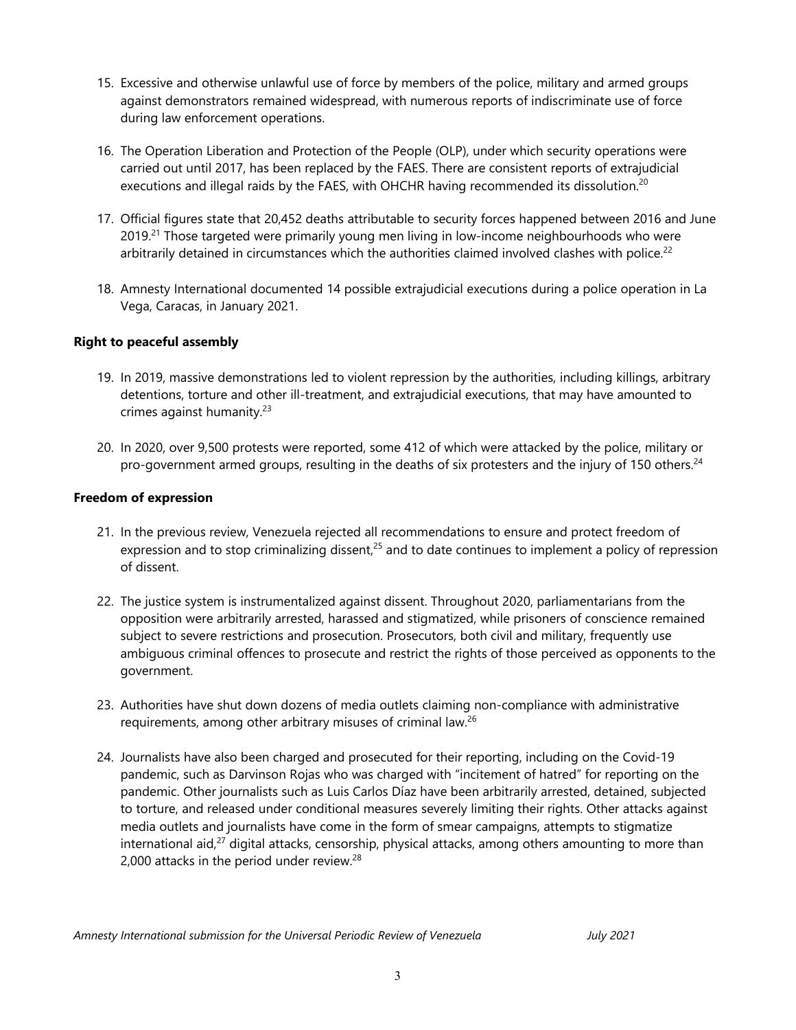15. Excessive and otherwise unlawful use of force by members of the police, military and armed groups against demonstrators remained widespread, with numerous reports of indiscriminate use of force during law enforcement operations.

16. The Operation Liberation and Protection of the People (OLP), under which security operations were carried out until 2017, has been replaced by the FAES. There are consistent reports of extrajudicial executions and illegal raids by the FAES, with OHCHR having recommended its dissolution.[20]

17. Official figures state that 20,452 deaths attributable to security forces happened between 2016 and June 2019.[21] Those targeted were primarily young men living in low-income neighbourhoods who were arbitrarily detained in circumstances which the authorities claimed involved clashes with police.[22]

18. Amnesty International documented 14 possible extrajudicial executions during a police operation in La Vega, Caracas, in January 2021.

**Right to peaceful assembly**

19. In 2019, massive demonstrations led to violent repression by the authorities, including killings, arbitrary detentions, torture and other ill-treatment, and extrajudicial executions, that may have amounted to crimes against humanity.[23]

20. In 2020, over 9,500 protests were reported, some 412 of which were attacked by the police, military or pro-government armed groups, resulting in the deaths of six protesters and the injury of 150 others.[24]

**Freedom of expression**

21. In the previous review, Venezuela rejected all recommendations to ensure and protect freedom of expression and to stop criminalizing dissent,[25] and to date continues to implement a policy of repression of dissent.

22. The justice system is instrumentalized against dissent. Throughout 2020, parliamentarians from the opposition were arbitrarily arrested, harassed and stigmatized, while prisoners of conscience remained subject to severe restrictions and prosecution. Prosecutors, both civil and military, frequently use ambiguous criminal offences to prosecute and restrict the rights of those perceived as opponents to the government.

23. Authorities have shut down dozens of media outlets claiming non-compliance with administrative requirements, among other arbitrary misuses of criminal law.[26]

24. Journalists have also been charged and prosecuted for their reporting, including on the Covid-19 pandemic, such as Darvinson Rojas who was charged with "incitement of hatred" for reporting on the pandemic. Other journalists such as Luis Carlos Díaz have been arbitrarily arrested, detained, subjected to torture, and released under conditional measures severely limiting their rights. Other attacks against media outlets and journalists have come in the form of smear campaigns, attempts to stigmatize international aid,[27] digital attacks, censorship, physical attacks, among others amounting to more than 2,000 attacks in the period under review.[28]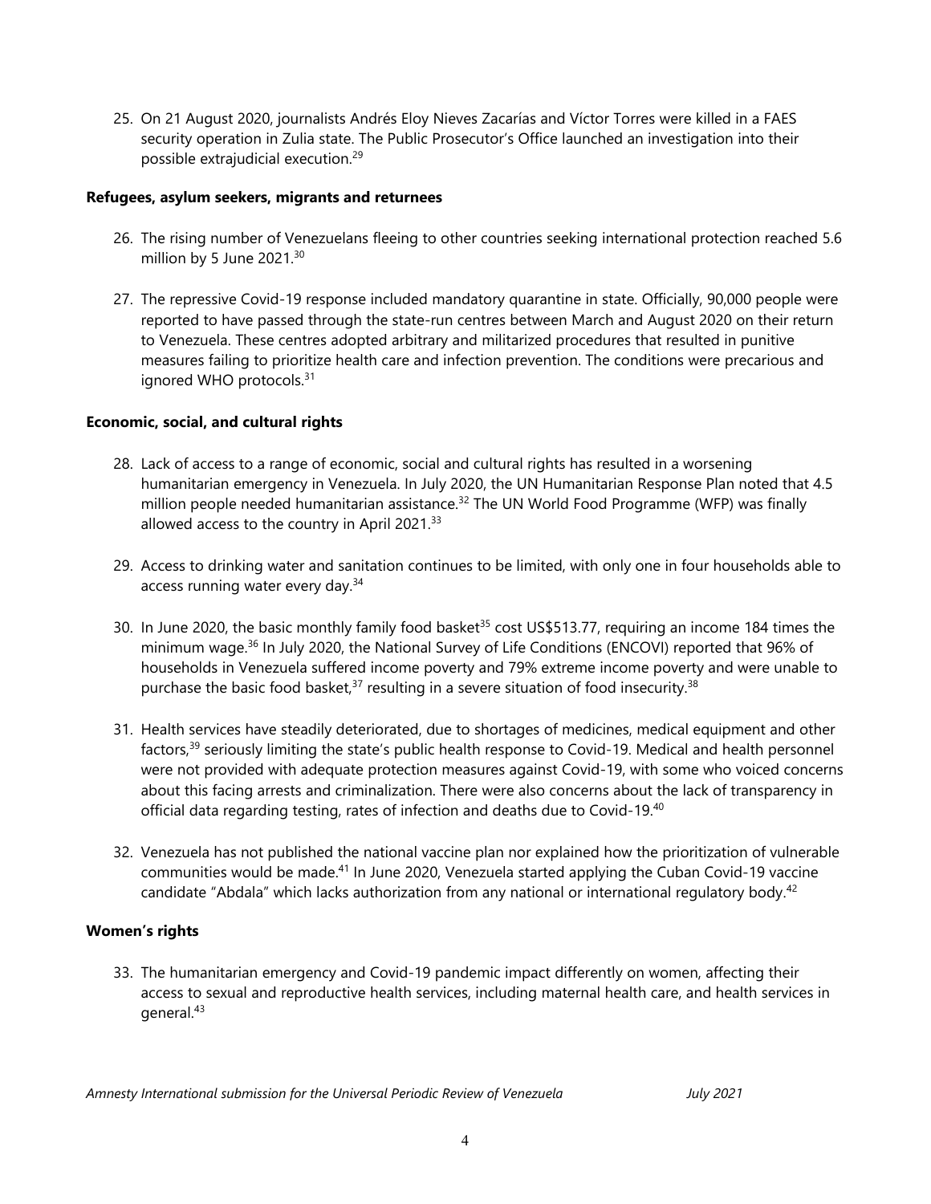25. On 21 August 2020, journalists Andrés Eloy Nieves Zacarías and Víctor Torres were killed in a FAES security operation in Zulia state. The Public Prosecutor's Office launched an investigation into their possible extrajudicial execution.[29]

**Refugees, asylum seekers, migrants and returnees**

26. The rising number of Venezuelans fleeing to other countries seeking international protection reached 5.6 million by 5 June 2021.[30]

27. The repressive Covid-19 response included mandatory quarantine in state. Officially, 90,000 people were reported to have passed through the state-run centres between March and August 2020 on their return to Venezuela. These centres adopted arbitrary and militarized procedures that resulted in punitive measures failing to prioritize health care and infection prevention. The conditions were precarious and ignored WHO protocols.[31]

**Economic, social, and cultural rights**

28. Lack of access to a range of economic, social and cultural rights has resulted in a worsening humanitarian emergency in Venezuela. In July 2020, the UN Humanitarian Response Plan noted that 4.5 million people needed humanitarian assistance.[32] The UN World Food Programme (WFP) was finally allowed access to the country in April 2021.[33]

29. Access to drinking water and sanitation continues to be limited, with only one in four households able to access running water every day.[34]

30. In June 2020, the basic monthly family food basket[35] cost US$513.77, requiring an income 184 times the minimum wage.[36] In July 2020, the National Survey of Life Conditions (ENCOVI) reported that 96% of households in Venezuela suffered income poverty and 79% extreme income poverty and were unable to purchase the basic food basket,[37] resulting in a severe situation of food insecurity.[38]

31. Health services have steadily deteriorated, due to shortages of medicines, medical equipment and other factors,[39] seriously limiting the state's public health response to Covid-19. Medical and health personnel were not provided with adequate protection measures against Covid-19, with some who voiced concerns about this facing arrests and criminalization. There were also concerns about the lack of transparency in official data regarding testing, rates of infection and deaths due to Covid-19.[40]

32. Venezuela has not published the national vaccine plan nor explained how the prioritization of vulnerable communities would be made.[41] In June 2020, Venezuela started applying the Cuban Covid-19 vaccine candidate "Abdala" which lacks authorization from any national or international regulatory body.[42]

**Women's rights**

33. The humanitarian emergency and Covid-19 pandemic impact differently on women, affecting their access to sexual and reproductive health services, including maternal health care, and health services in general.[43]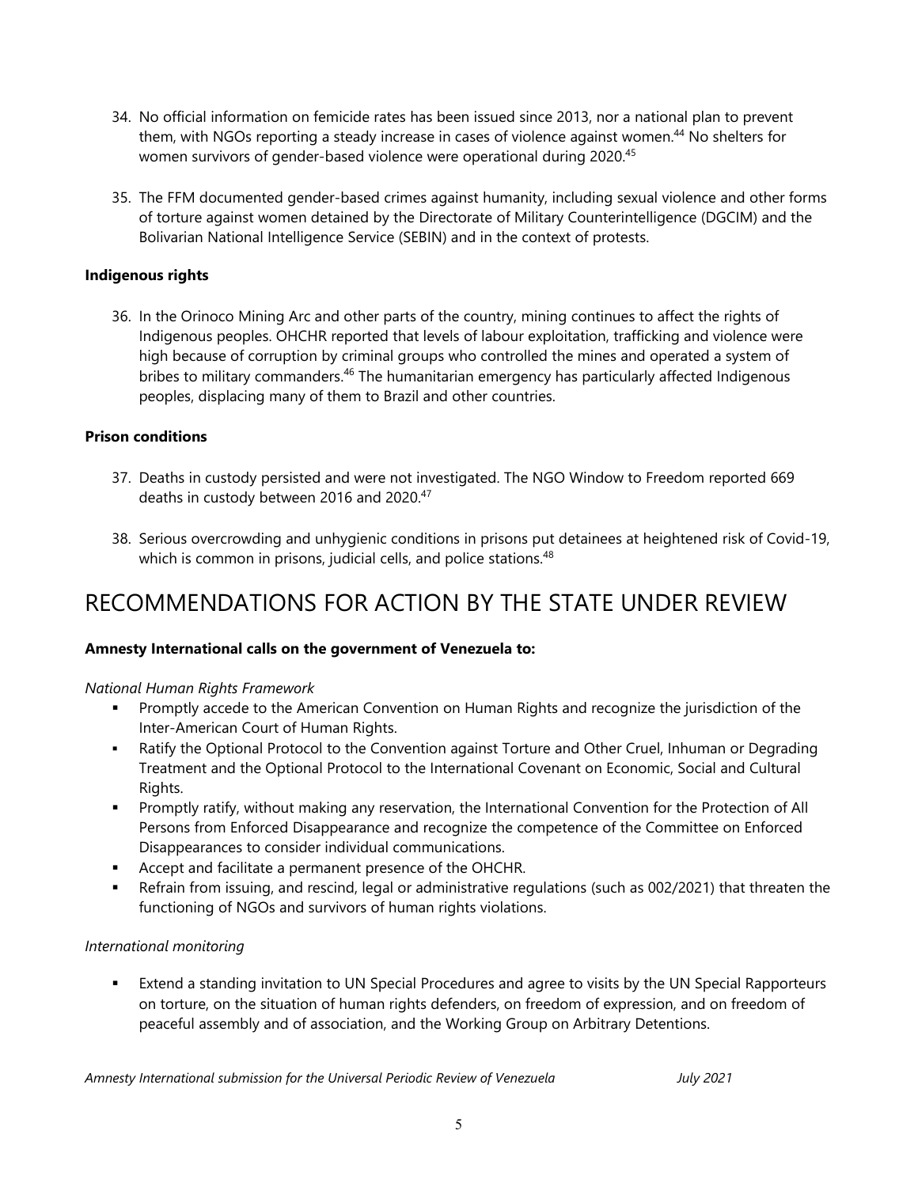34. No official information on femicide rates has been issued since 2013, nor a national plan to prevent them, with NGOs reporting a steady increase in cases of violence against women.[44] No shelters for women survivors of gender-based violence were operational during 2020.[45]

35. The FFM documented gender-based crimes against humanity, including sexual violence and other forms of torture against women detained by the Directorate of Military Counterintelligence (DGCIM) and the Bolivarian National Intelligence Service (SEBIN) and in the context of protests.

**Indigenous rights**

36. In the Orinoco Mining Arc and other parts of the country, mining continues to affect the rights of Indigenous peoples. OHCHR reported that levels of labour exploitation, trafficking and violence were high because of corruption by criminal groups who controlled the mines and operated a system of bribes to military commanders.[46] The humanitarian emergency has particularly affected Indigenous peoples, displacing many of them to Brazil and other countries.

**Prison conditions**

37. Deaths in custody persisted and were not investigated. The NGO Window to Freedom reported 669 deaths in custody between 2016 and 2020.[47]

38. Serious overcrowding and unhygienic conditions in prisons put detainees at heightened risk of Covid-19, which is common in prisons, judicial cells, and police stations.[48]

# RECOMMENDATIONS FOR ACTION BY THE STATE UNDER REVIEW

**Amnesty International calls on the government of Venezuela to:**

*National Human Rights Framework*

- Promptly accede to the American Convention on Human Rights and recognize the jurisdiction of the Inter-American Court of Human Rights.
- Ratify the Optional Protocol to the Convention against Torture and Other Cruel, Inhuman or Degrading Treatment and the Optional Protocol to the International Covenant on Economic, Social and Cultural Rights.
- Promptly ratify, without making any reservation, the International Convention for the Protection of All Persons from Enforced Disappearance and recognize the competence of the Committee on Enforced Disappearances to consider individual communications.
- Accept and facilitate a permanent presence of the OHCHR.
- Refrain from issuing, and rescind, legal or administrative regulations (such as 002/2021) that threaten the functioning of NGOs and survivors of human rights violations.

*International monitoring*

- Extend a standing invitation to UN Special Procedures and agree to visits by the UN Special Rapporteurs on torture, on the situation of human rights defenders, on freedom of expression, and on freedom of peaceful assembly and of association, and the Working Group on Arbitrary Detentions.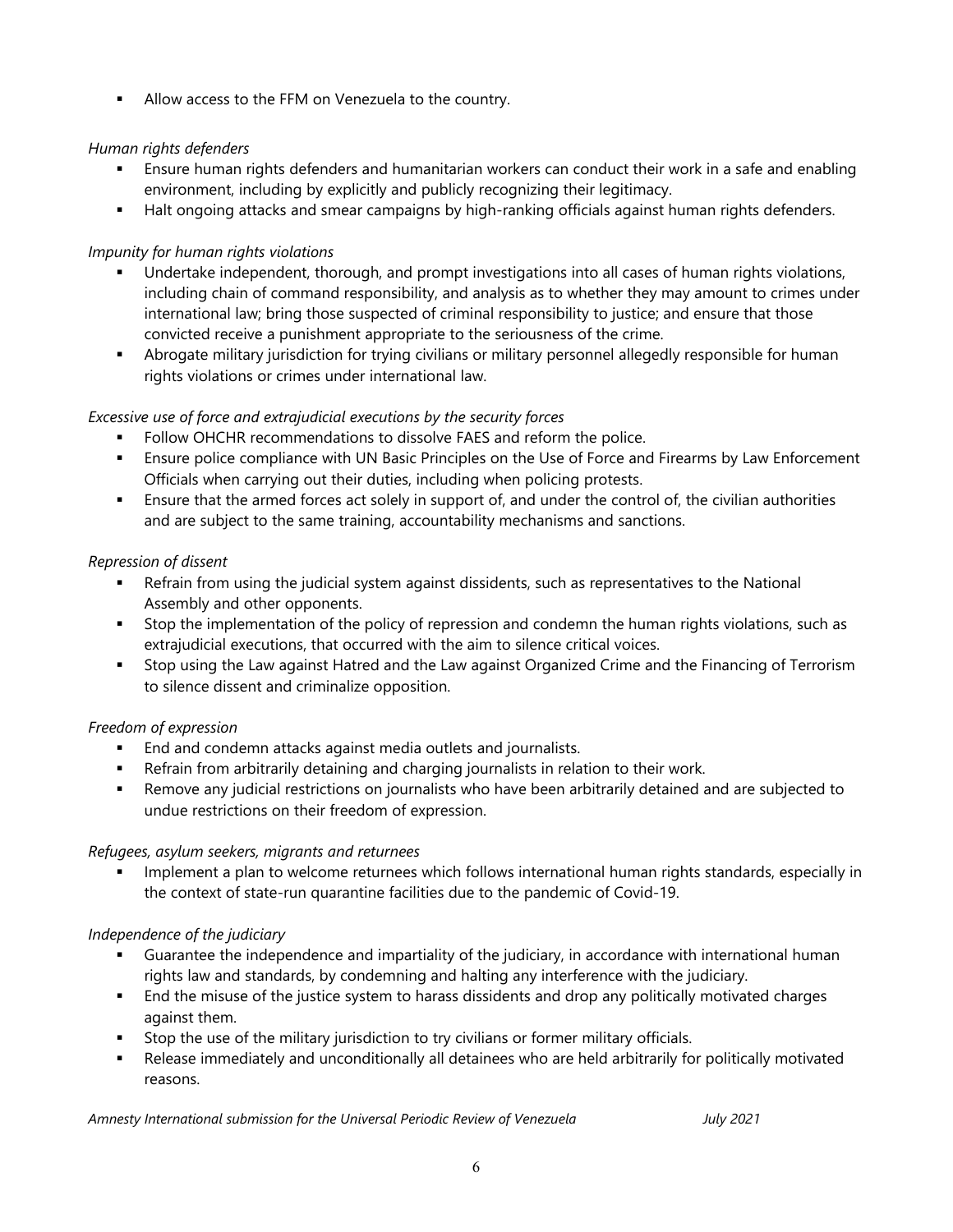- Allow access to the FFM on Venezuela to the country.

*Human rights defenders*

- Ensure human rights defenders and humanitarian workers can conduct their work in a safe and enabling environment, including by explicitly and publicly recognizing their legitimacy.
- Halt ongoing attacks and smear campaigns by high-ranking officials against human rights defenders.

*Impunity for human rights violations*

- Undertake independent, thorough, and prompt investigations into all cases of human rights violations, including chain of command responsibility, and analysis as to whether they may amount to crimes under international law; bring those suspected of criminal responsibility to justice; and ensure that those convicted receive a punishment appropriate to the seriousness of the crime.
- Abrogate military jurisdiction for trying civilians or military personnel allegedly responsible for human rights violations or crimes under international law.

*Excessive use of force and extrajudicial executions by the security forces*

- Follow OHCHR recommendations to dissolve FAES and reform the police.
- Ensure police compliance with UN Basic Principles on the Use of Force and Firearms by Law Enforcement Officials when carrying out their duties, including when policing protests.
- Ensure that the armed forces act solely in support of, and under the control of, the civilian authorities and are subject to the same training, accountability mechanisms and sanctions.

*Repression of dissent*

- Refrain from using the judicial system against dissidents, such as representatives to the National Assembly and other opponents.
- Stop the implementation of the policy of repression and condemn the human rights violations, such as extrajudicial executions, that occurred with the aim to silence critical voices.
- Stop using the Law against Hatred and the Law against Organized Crime and the Financing of Terrorism to silence dissent and criminalize opposition.

*Freedom of expression*

- End and condemn attacks against media outlets and journalists.
- Refrain from arbitrarily detaining and charging journalists in relation to their work.
- Remove any judicial restrictions on journalists who have been arbitrarily detained and are subjected to undue restrictions on their freedom of expression.

*Refugees, asylum seekers, migrants and returnees*

- Implement a plan to welcome returnees which follows international human rights standards, especially in the context of state-run quarantine facilities due to the pandemic of Covid-19.

*Independence of the judiciary*

- Guarantee the independence and impartiality of the judiciary, in accordance with international human rights law and standards, by condemning and halting any interference with the judiciary.
- End the misuse of the justice system to harass dissidents and drop any politically motivated charges against them.
- Stop the use of the military jurisdiction to try civilians or former military officials.
- Release immediately and unconditionally all detainees who are held arbitrarily for politically motivated reasons.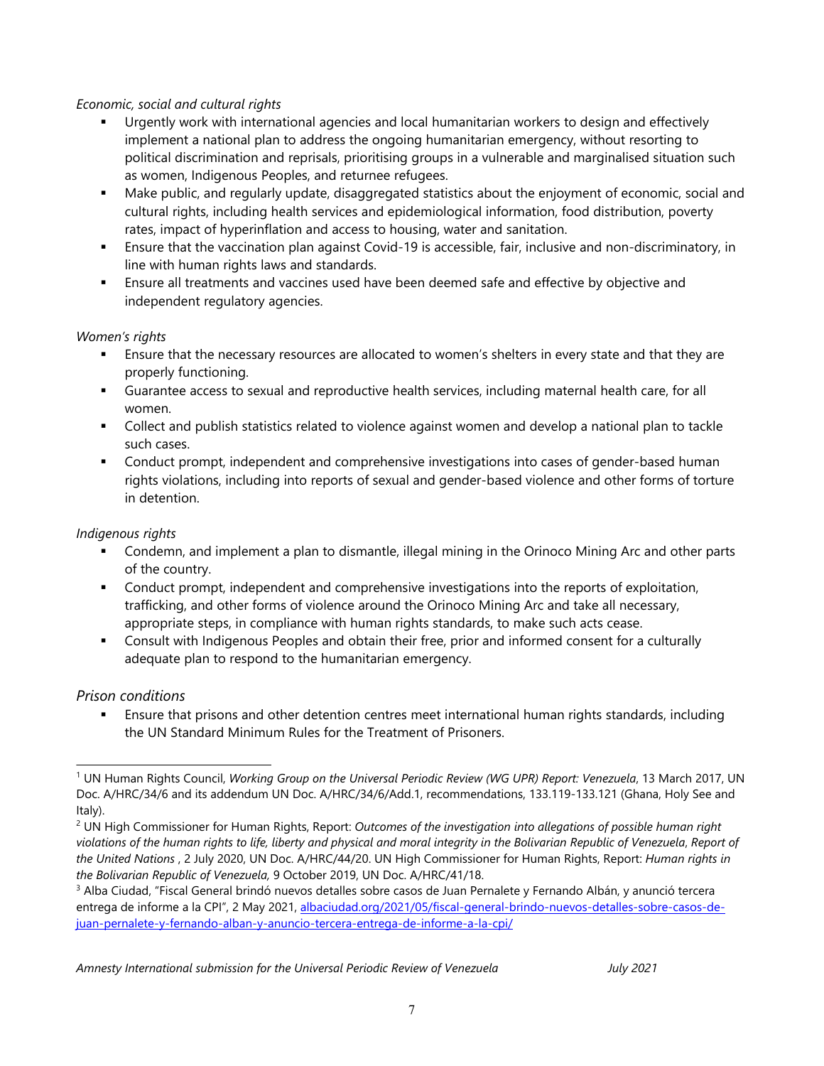*Economic, social and cultural rights*

- Urgently work with international agencies and local humanitarian workers to design and effectively implement a national plan to address the ongoing humanitarian emergency, without resorting to political discrimination and reprisals, prioritising groups in a vulnerable and marginalised situation such as women, Indigenous Peoples, and returnee refugees.
- Make public, and regularly update, disaggregated statistics about the enjoyment of economic, social and cultural rights, including health services and epidemiological information, food distribution, poverty rates, impact of hyperinflation and access to housing, water and sanitation.
- Ensure that the vaccination plan against Covid-19 is accessible, fair, inclusive and non-discriminatory, in line with human rights laws and standards.
- Ensure all treatments and vaccines used have been deemed safe and effective by objective and independent regulatory agencies.

*Women's rights*

- Ensure that the necessary resources are allocated to women's shelters in every state and that they are properly functioning.
- Guarantee access to sexual and reproductive health services, including maternal health care, for all women.
- Collect and publish statistics related to violence against women and develop a national plan to tackle such cases.
- Conduct prompt, independent and comprehensive investigations into cases of gender-based human rights violations, including into reports of sexual and gender-based violence and other forms of torture in detention.

*Indigenous rights*

- Condemn, and implement a plan to dismantle, illegal mining in the Orinoco Mining Arc and other parts of the country.
- Conduct prompt, independent and comprehensive investigations into the reports of exploitation, trafficking, and other forms of violence around the Orinoco Mining Arc and take all necessary, appropriate steps, in compliance with human rights standards, to make such acts cease.
- Consult with Indigenous Peoples and obtain their free, prior and informed consent for a culturally adequate plan to respond to the humanitarian emergency.

*Prison conditions*

- Ensure that prisons and other detention centres meet international human rights standards, including the UN Standard Minimum Rules for the Treatment of Prisoners.

---

[1] UN Human Rights Council, *Working Group on the Universal Periodic Review (WG UPR) Report: Venezuela*, 13 March 2017, UN Doc. A/HRC/34/6 and its addendum UN Doc. A/HRC/34/6/Add.1, recommendations, 133.119-133.121 (Ghana, Holy See and Italy).

[2] UN High Commissioner for Human Rights, Report: *Outcomes of the investigation into allegations of possible human right violations of the human rights to life, liberty and physical and moral integrity in the Bolivarian Republic of Venezuela*, *Report of the United Nations* , 2 July 2020, UN Doc. A/HRC/44/20. UN High Commissioner for Human Rights, Report: *Human rights in the Bolivarian Republic of Venezuela,* 9 October 2019, UN Doc. A/HRC/41/18.

[3] Alba Ciudad, "Fiscal General brindó nuevos detalles sobre casos de Juan Pernalete y Fernando Albán, y anunció tercera entrega de informe a la CPI", 2 May 2021, albaciudad.org/2021/05/fiscal-general-brindo-nuevos-detalles-sobre-casos-de-juan-pernalete-y-fernando-alban-y-anuncio-tercera-entrega-de-informe-a-la-cpi/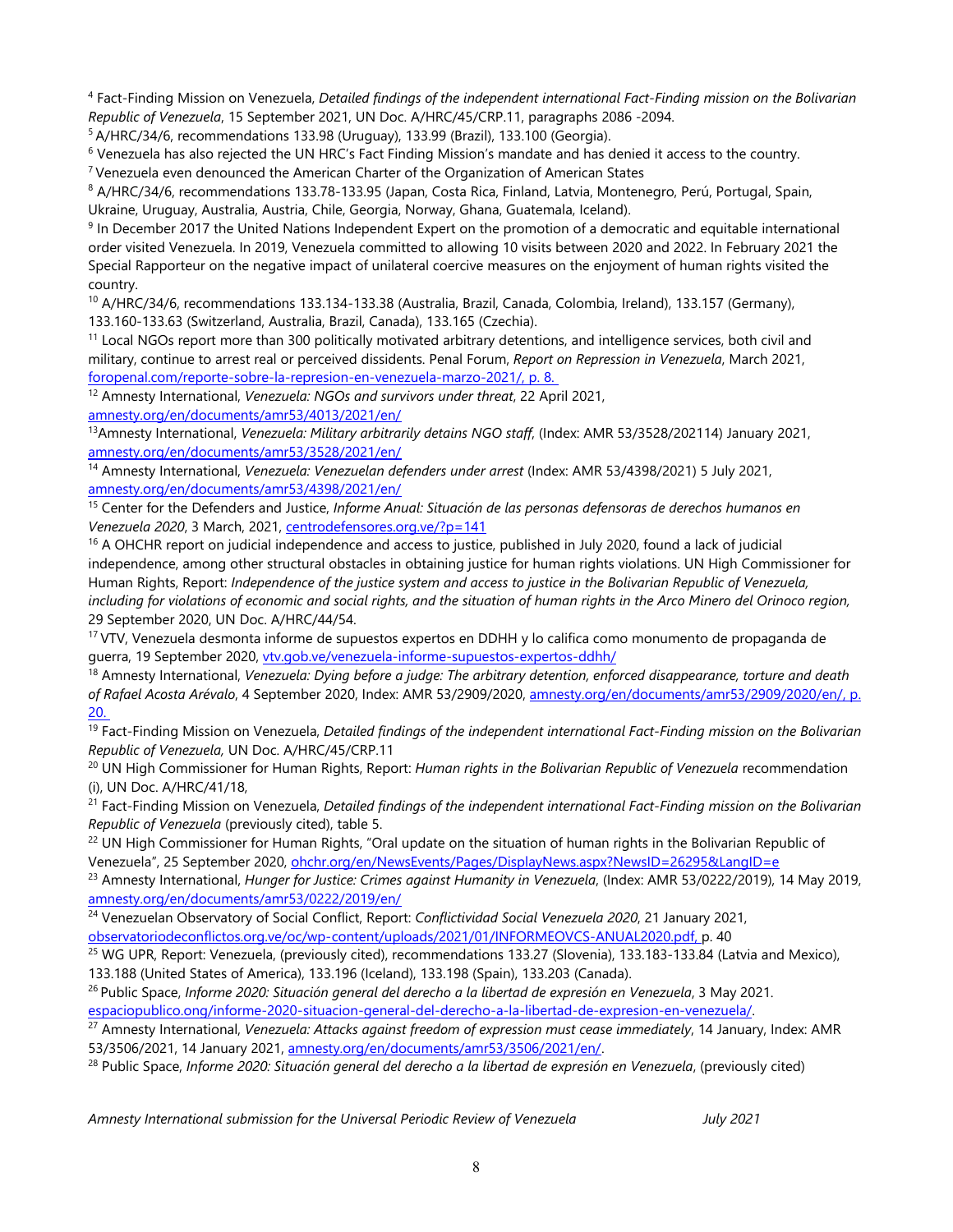[4] Fact-Finding Mission on Venezuela, *Detailed findings of the independent international Fact-Finding mission on the Bolivarian Republic of Venezuela*, 15 September 2021, UN Doc. A/HRC/45/CRP.11, paragraphs 2086 -2094.

[5] A/HRC/34/6, recommendations 133.98 (Uruguay), 133.99 (Brazil), 133.100 (Georgia).

[6] Venezuela has also rejected the UN HRC's Fact Finding Mission's mandate and has denied it access to the country.

[7] Venezuela even denounced the American Charter of the Organization of American States

[8] A/HRC/34/6, recommendations 133.78-133.95 (Japan, Costa Rica, Finland, Latvia, Montenegro, Perú, Portugal, Spain, Ukraine, Uruguay, Australia, Austria, Chile, Georgia, Norway, Ghana, Guatemala, Iceland).

[9] In December 2017 the United Nations Independent Expert on the promotion of a democratic and equitable international order visited Venezuela. In 2019, Venezuela committed to allowing 10 visits between 2020 and 2022. In February 2021 the Special Rapporteur on the negative impact of unilateral coercive measures on the enjoyment of human rights visited the country.

[10] A/HRC/34/6, recommendations 133.134-133.38 (Australia, Brazil, Canada, Colombia, Ireland), 133.157 (Germany), 133.160-133.63 (Switzerland, Australia, Brazil, Canada), 133.165 (Czechia).

[11] Local NGOs report more than 300 politically motivated arbitrary detentions, and intelligence services, both civil and military, continue to arrest real or perceived dissidents. Penal Forum, *Report on Repression in Venezuela*, March 2021, foropenal.com/reporte-sobre-la-represion-en-venezuela-marzo-2021/, p. 8.

[12] Amnesty International, *Venezuela: NGOs and survivors under threat*, 22 April 2021, amnesty.org/en/documents/amr53/4013/2021/en/

[13] Amnesty International, *Venezuela: Military arbitrarily detains NGO staff*, (Index: AMR 53/3528/202114) January 2021, amnesty.org/en/documents/amr53/3528/2021/en/

[14] Amnesty International, *Venezuela: Venezuelan defenders under arrest* (Index: AMR 53/4398/2021) 5 July 2021, amnesty.org/en/documents/amr53/4398/2021/en/

[15] Center for the Defenders and Justice, *Informe Anual: Situación de las personas defensoras de derechos humanos en Venezuela 2020*, 3 March, 2021, centrodefensores.org.ve/?p=141

[16] A OHCHR report on judicial independence and access to justice, published in July 2020, found a lack of judicial independence, among other structural obstacles in obtaining justice for human rights violations. UN High Commissioner for Human Rights, Report: *Independence of the justice system and access to justice in the Bolivarian Republic of Venezuela, including for violations of economic and social rights, and the situation of human rights in the Arco Minero del Orinoco region*, 29 September 2020, UN Doc. A/HRC/44/54.

[17] VTV, Venezuela desmonta informe de supuestos expertos en DDHH y lo califica como monumento de propaganda de guerra, 19 September 2020, vtv.gob.ve/venezuela-informe-supuestos-expertos-ddhh/

[18] Amnesty International, *Venezuela: Dying before a judge: The arbitrary detention, enforced disappearance, torture and death of Rafael Acosta Arévalo*, 4 September 2020, Index: AMR 53/2909/2020, amnesty.org/en/documents/amr53/2909/2020/en/, p. 20.

[19] Fact-Finding Mission on Venezuela, *Detailed findings of the independent international Fact-Finding mission on the Bolivarian Republic of Venezuela,* UN Doc. A/HRC/45/CRP.11

[20] UN High Commissioner for Human Rights, Report: *Human rights in the Bolivarian Republic of Venezuela* recommendation (i), UN Doc. A/HRC/41/18,

[21] Fact-Finding Mission on Venezuela, *Detailed findings of the independent international Fact-Finding mission on the Bolivarian Republic of Venezuela* (previously cited), table 5.

[22] UN High Commissioner for Human Rights, "Oral update on the situation of human rights in the Bolivarian Republic of Venezuela", 25 September 2020, ohchr.org/en/NewsEvents/Pages/DisplayNews.aspx?NewsID=26295&LangID=e

[23] Amnesty International, *Hunger for Justice: Crimes against Humanity in Venezuela*, (Index: AMR 53/0222/2019), 14 May 2019, amnesty.org/en/documents/amr53/0222/2019/en/

[24] Venezuelan Observatory of Social Conflict, Report: *Conflictividad Social Venezuela 2020*, 21 January 2021, observatoriodeconflictos.org.ve/oc/wp-content/uploads/2021/01/INFORMEOVCS-ANUAL2020.pdf, p. 40

[25] WG UPR, Report: Venezuela, (previously cited), recommendations 133.27 (Slovenia), 133.183-133.84 (Latvia and Mexico), 133.188 (United States of America), 133.196 (Iceland), 133.198 (Spain), 133.203 (Canada).

[26] Public Space, *Informe 2020: Situación general del derecho a la libertad de expresión en Venezuela*, 3 May 2021. espaciopublico.ong/informe-2020-situacion-general-del-derecho-a-la-libertad-de-expresion-en-venezuela/.

[27] Amnesty International, *Venezuela: Attacks against freedom of expression must cease immediately*, 14 January, Index: AMR 53/3506/2021, 14 January 2021, amnesty.org/en/documents/amr53/3506/2021/en/.

[28] Public Space, *Informe 2020: Situación general del derecho a la libertad de expresión en Venezuela*, (previously cited)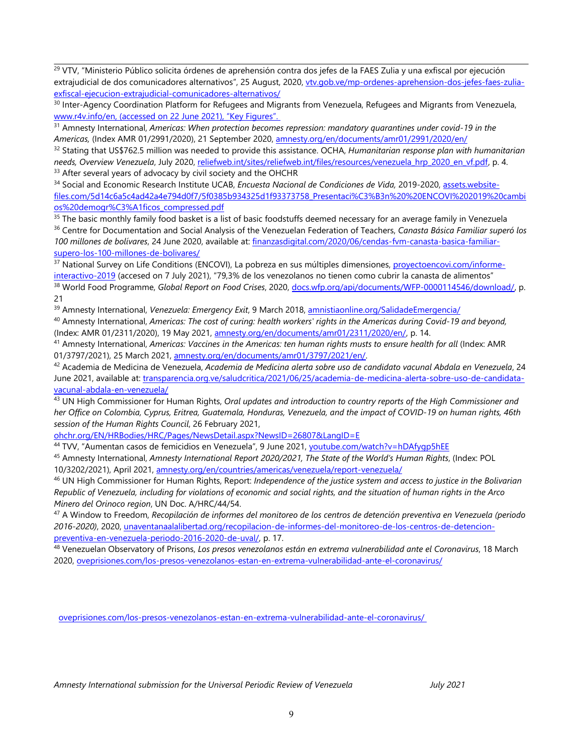[29] VTV, "Ministerio Público solicita órdenes de aprehensión contra dos jefes de la FAES Zulia y una exfiscal por ejecución extrajudicial de dos comunicadores alternativos", 25 August, 2020, vtv.gob.ve/mp-ordenes-aprehension-dos-jefes-faes-zulia-exfiscal-ejecucion-extrajudicial-comunicadores-alternativos/

[30] Inter-Agency Coordination Platform for Refugees and Migrants from Venezuela, Refugees and Migrants from Venezuela, www.r4v.info/en, (accessed on 22 June 2021), "Key Figures".

[31] Amnesty International, *Americas: When protection becomes repression: mandatory quarantines under covid-19 in the Americas,* (Index AMR 01/2991/2020), 21 September 2020, amnesty.org/en/documents/amr01/2991/2020/en/

[32] Stating that US$762.5 million was needed to provide this assistance. OCHA, *Humanitarian response plan with humanitarian needs, Overview Venezuela*, July 2020, reliefweb.int/sites/reliefweb.int/files/resources/venezuela_hrp_2020_en_vf.pdf, p. 4.

[33] After several years of advocacy by civil society and the OHCHR

[34] Social and Economic Research Institute UCAB, *Encuesta Nacional de Condiciones de Vida,* 2019-2020, assets.website-files.com/5d14c6a5c4ad42a4e794d0f7/5f0385b934325d1f93373758_Presentaci%C3%B3n%20%20ENCOVI%202019%20cambios%20demogr%C3%A1ficos_compressed.pdf

[35] The basic monthly family food basket is a list of basic foodstuffs deemed necessary for an average family in Venezuela

[36] Centre for Documentation and Social Analysis of the Venezuelan Federation of Teachers, *Canasta Básica Familiar superó los 100 millones de bolívares*, 24 June 2020, available at: finanzasdigital.com/2020/06/cendas-fvm-canasta-basica-familiar-supero-los-100-millones-de-bolivares/

[37] National Survey on Life Conditions (ENCOVI), La pobreza en sus múltiples dimensiones, proyectoencovi.com/informe-interactivo-2019 (accesed on 7 July 2021), "79,3% de los venezolanos no tienen como cubrir la canasta de alimentos"

[38] World Food Programme, *Global Report on Food Crises*, 2020, docs.wfp.org/api/documents/WFP-0000114546/download/, p. 21

[39] Amnesty International, *Venezuela: Emergency Exit*, 9 March 2018, amnistiaonline.org/SalidadeEmergencia/

[40] Amnesty International, *Americas: The cost of curing: health workers' rights in the Americas during Covid-19 and beyond,* (Index: AMR 01/2311/2020), 19 May 2021, amnesty.org/en/documents/amr01/2311/2020/en/, p. 14.

[41] Amnesty International, *Americas: Vaccines in the Americas: ten human rights musts to ensure health for all* (Index: AMR 01/3797/2021), 25 March 2021, amnesty.org/en/documents/amr01/3797/2021/en/.

[42] Academia de Medicina de Venezuela, *Academia de Medicina alerta sobre uso de candidato vacunal Abdala en Venezuela*, 24 June 2021, available at: transparencia.org.ve/saludcritica/2021/06/25/academia-de-medicina-alerta-sobre-uso-de-candidata-vacunal-abdala-en-venezuela/

[43] UN High Commissioner for Human Rights, *Oral updates and introduction to country reports of the High Commissioner and her Office on Colombia, Cyprus, Eritrea, Guatemala, Honduras, Venezuela, and the impact of COVID-19 on human rights, 46th session of the Human Rights Council*, 26 February 2021, ohchr.org/EN/HRBodies/HRC/Pages/NewsDetail.aspx?NewsID=26807&LangID=E

[44] TVV, "Aumentan casos de femicidios en Venezuela", 9 June 2021, youtube.com/watch?v=hDAfygp5hEE

[45] Amnesty International, *Amnesty International Report 2020/2021, The State of the World's Human Rights*, (Index: POL 10/3202/2021), April 2021, amnesty.org/en/countries/americas/venezuela/report-venezuela/

[46] UN High Commissioner for Human Rights, Report: *Independence of the justice system and access to justice in the Bolivarian Republic of Venezuela, including for violations of economic and social rights, and the situation of human rights in the Arco Minero del Orinoco region*, UN Doc. A/HRC/44/54.

[47] A Window to Freedom, *Recopilación de informes del monitoreo de los centros de detención preventiva en Venezuela (periodo 2016-2020)*, 2020, unaventanaalalibertad.org/recopilacion-de-informes-del-monitoreo-de-los-centros-de-detencion-preventiva-en-venezuela-periodo-2016-2020-de-uval/, p. 17.

[48] Venezuelan Observatory of Prisons, *Los presos venezolanos están en extrema vulnerabilidad ante el Coronavirus*, 18 March 2020, oveprisiones.com/los-presos-venezolanos-estan-en-extrema-vulnerabilidad-ante-el-coronavirus/

oveprisiones.com/los-presos-venezolanos-estan-en-extrema-vulnerabilidad-ante-el-coronavirus/